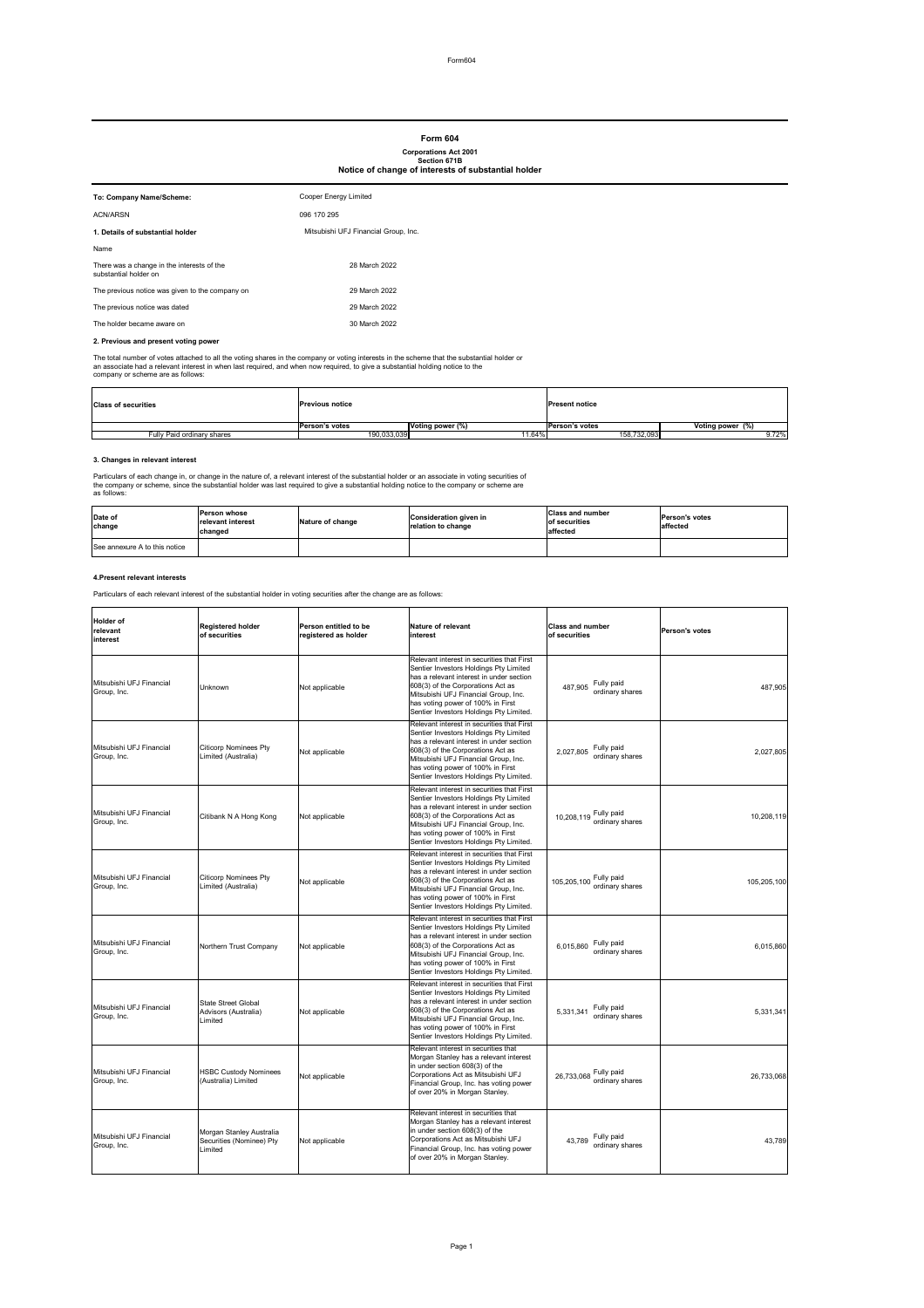# Form 604

**Corporations Act 2001**
**Section 671B**
**Notice of change of interests of substantial holder**

| | |
|---|---|
| **To: Company Name/Scheme:** | Cooper Energy Limited |
| ACN/ARSN | 096 170 295 |
| **1. Details of substantial holder** | Mitsubishi UFJ Financial Group, Inc. |
| Name | |
| There was a change in the interests of the substantial holder on | 28 March 2022 |
| The previous notice was given to the company on | 29 March 2022 |
| The previous notice was dated | 29 March 2022 |
| The holder became aware on | 30 March 2022 |

**2. Previous and present voting power**

The total number of votes attached to all the voting shares in the company or voting interests in the scheme that the substantial holder or an associate had a relevant interest in when last required, and when now required, to give a substantial holding notice to the company or scheme are as follows:

| Class of securities | Previous notice | | Present notice | |
|---|---|---|---|---|
| | Person's votes | Voting power (%) | Person's votes | Voting power (%) |
| Fully Paid ordinary shares | 190,033,039 | 11.64% | 158,732,093 | 9.72% |

**3. Changes in relevant interest**

Particulars of each change in, or change in the nature of, a relevant interest of the substantial holder or an associate in voting securities of the company or scheme, since the substantial holder was last required to give a substantial holding notice to the company or scheme are as follows:

| Date of change | Person whose relevant interest changed | Nature of change | Consideration given in relation to change | Class and number of securities affected | Person's votes affected |
|---|---|---|---|---|---|
| See annexure A to this notice | | | | | |

**4.Present relevant interests**

Particulars of each relevant interest of the substantial holder in voting securities after the change are as follows:

| Holder of relevant interest | Registered holder of securities | Person entitled to be registered as holder | Nature of relevant interest | Class and number of securities | Person's votes |
|---|---|---|---|---|---|
| Mitsubishi UFJ Financial Group, Inc. | Unknown | Not applicable | Relevant interest in securities that First Sentier Investors Holdings Pty Limited has a relevant interest in under section 608(3) of the Corporations Act as Mitsubishi UFJ Financial Group, Inc. has voting power of 100% in First Sentier Investors Holdings Pty Limited. | 487,905 Fully paid ordinary shares | 487,905 |
| Mitsubishi UFJ Financial Group, Inc. | Citicorp Nominees Pty Limited (Australia) | Not applicable | Relevant interest in securities that First Sentier Investors Holdings Pty Limited has a relevant interest in under section 608(3) of the Corporations Act as Mitsubishi UFJ Financial Group, Inc. has voting power of 100% in First Sentier Investors Holdings Pty Limited. | 2,027,805 Fully paid ordinary shares | 2,027,805 |
| Mitsubishi UFJ Financial Group, Inc. | Citibank N A Hong Kong | Not applicable | Relevant interest in securities that First Sentier Investors Holdings Pty Limited has a relevant interest in under section 608(3) of the Corporations Act as Mitsubishi UFJ Financial Group, Inc. has voting power of 100% in First Sentier Investors Holdings Pty Limited. | 10,208,119 Fully paid ordinary shares | 10,208,119 |
| Mitsubishi UFJ Financial Group, Inc. | Citicorp Nominees Pty Limited (Australia) | Not applicable | Relevant interest in securities that First Sentier Investors Holdings Pty Limited has a relevant interest in under section 608(3) of the Corporations Act as Mitsubishi UFJ Financial Group, Inc. has voting power of 100% in First Sentier Investors Holdings Pty Limited. | 105,205,100 Fully paid ordinary shares | 105,205,100 |
| Mitsubishi UFJ Financial Group, Inc. | Northern Trust Company | Not applicable | Relevant interest in securities that First Sentier Investors Holdings Pty Limited has a relevant interest in under section 608(3) of the Corporations Act as Mitsubishi UFJ Financial Group, Inc. has voting power of 100% in First Sentier Investors Holdings Pty Limited. | 6,015,860 Fully paid ordinary shares | 6,015,860 |
| Mitsubishi UFJ Financial Group, Inc. | State Street Global Advisors (Australia) Limited | Not applicable | Relevant interest in securities that First Sentier Investors Holdings Pty Limited has a relevant interest in under section 608(3) of the Corporations Act as Mitsubishi UFJ Financial Group, Inc. has voting power of 100% in First Sentier Investors Holdings Pty Limited. | 5,331,341 Fully paid ordinary shares | 5,331,341 |
| Mitsubishi UFJ Financial Group, Inc. | HSBC Custody Nominees (Australia) Limited | Not applicable | Relevant interest in securities that Morgan Stanley has a relevant interest in under section 608(3) of the Corporations Act as Mitsubishi UFJ Financial Group, Inc. has voting power of over 20% in Morgan Stanley. | 26,733,068 Fully paid ordinary shares | 26,733,068 |
| Mitsubishi UFJ Financial Group, Inc. | Morgan Stanley Australia Securities (Nominee) Pty Limited | Not applicable | Relevant interest in securities that Morgan Stanley has a relevant interest in under section 608(3) of the Corporations Act as Mitsubishi UFJ Financial Group, Inc. has voting power of over 20% in Morgan Stanley. | 43,789 Fully paid ordinary shares | 43,789 |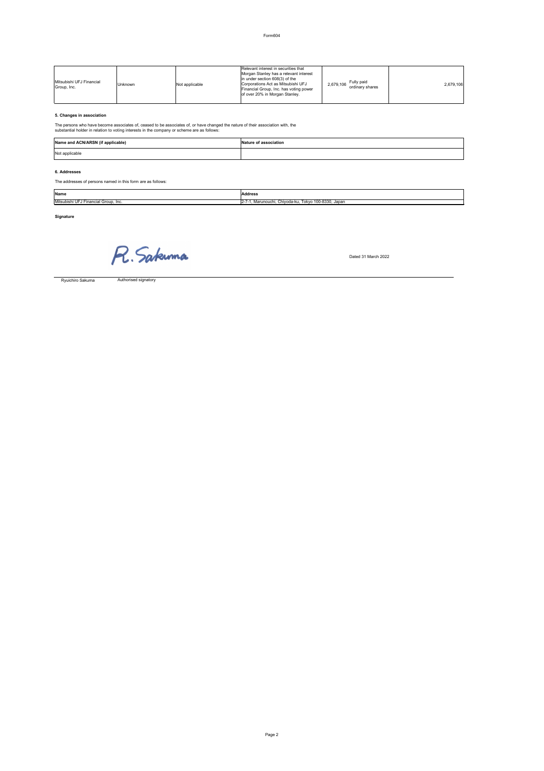| Mitsubishi UFJ Financial Group, Inc. | Unknown | Not applicable | Relevant interest in securities that Morgan Stanley has a relevant interest in under section 608(3) of the Corporations Act as Mitsubishi UFJ Financial Group, Inc. has voting power of over 20% in Morgan Stanley. | 2,679,106 Fully paid ordinary shares | 2,679,106 |
|---|---|---|---|---|---|

**5. Changes in association**

The persons who have become associates of, ceased to be associates of, or have changed the nature of their association with, the substantial holder in relation to voting interests in the company or scheme are as follows:

| Name and ACN/ARSN (if applicable) | Nature of association |
|---|---|
| Not applicable | |

**6. Addresses**

The addresses of persons named in this form are as follows:

| Name | Address |
|---|---|
| Mitsubishi UFJ Financial Group, Inc. | 2-7-1, Marunouchi, Chiyoda-ku, Tokyo 100-8330, Japan |

**Signature**

R. Sakuma

Dated 31 March 2022

Ryuichiro Sakuma    Authorised signatory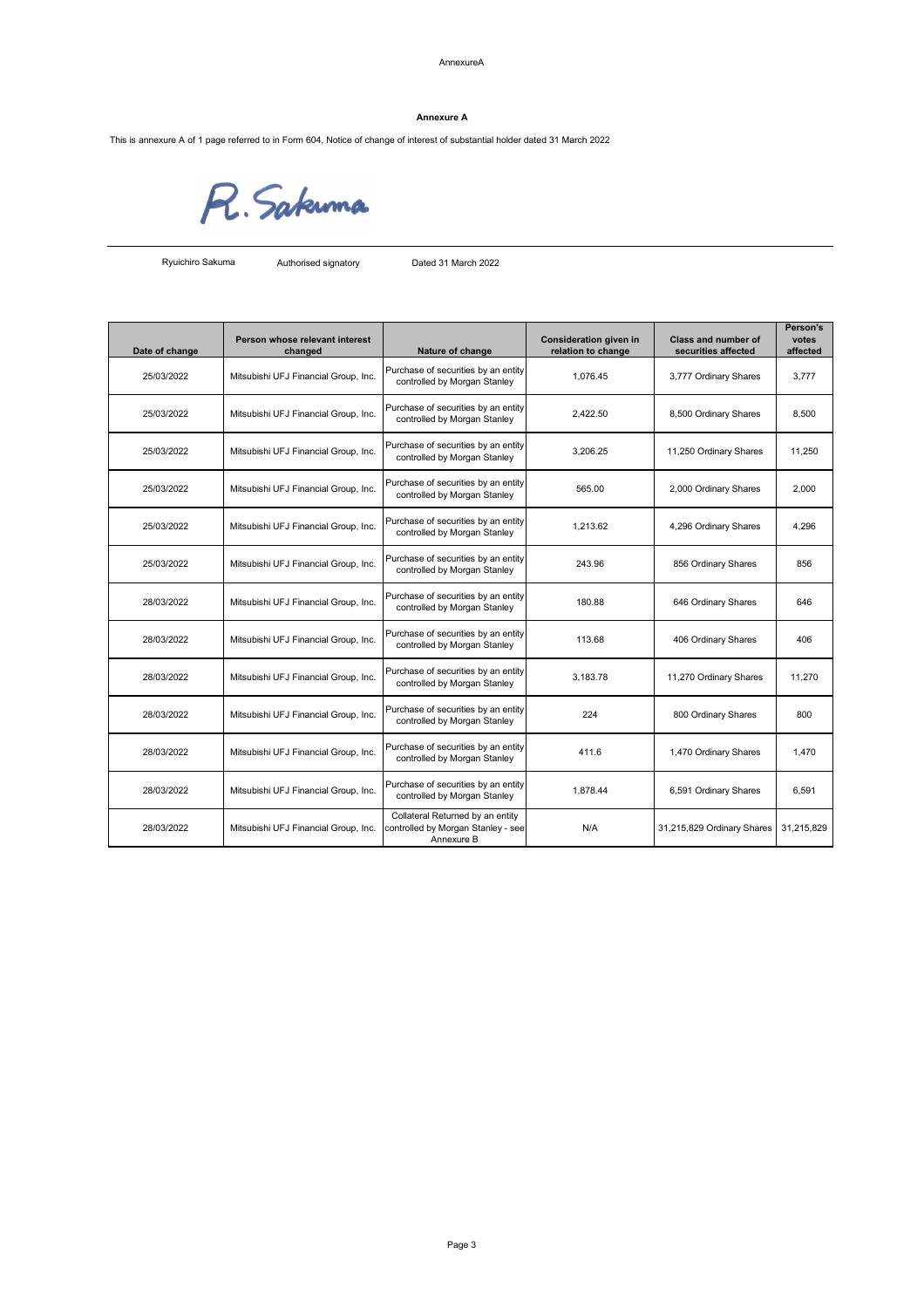AnnexureA

**Annexure A**

This is annexure A of 1 page referred to in Form 604, Notice of change of interest of substantial holder dated 31 March 2022

R. Sakuma

Ryuichiro Sakuma Authorised signatory Dated 31 March 2022

| Date of change | Person whose relevant interest changed | Nature of change | Consideration given in relation to change | Class and number of securities affected | Person's votes affected |
|---|---|---|---|---|---|
| 25/03/2022 | Mitsubishi UFJ Financial Group, Inc. | Purchase of securities by an entity controlled by Morgan Stanley | 1,076.45 | 3,777 Ordinary Shares | 3,777 |
| 25/03/2022 | Mitsubishi UFJ Financial Group, Inc. | Purchase of securities by an entity controlled by Morgan Stanley | 2,422.50 | 8,500 Ordinary Shares | 8,500 |
| 25/03/2022 | Mitsubishi UFJ Financial Group, Inc. | Purchase of securities by an entity controlled by Morgan Stanley | 3,206.25 | 11,250 Ordinary Shares | 11,250 |
| 25/03/2022 | Mitsubishi UFJ Financial Group, Inc. | Purchase of securities by an entity controlled by Morgan Stanley | 565.00 | 2,000 Ordinary Shares | 2,000 |
| 25/03/2022 | Mitsubishi UFJ Financial Group, Inc. | Purchase of securities by an entity controlled by Morgan Stanley | 1,213.62 | 4,296 Ordinary Shares | 4,296 |
| 25/03/2022 | Mitsubishi UFJ Financial Group, Inc. | Purchase of securities by an entity controlled by Morgan Stanley | 243.96 | 856 Ordinary Shares | 856 |
| 28/03/2022 | Mitsubishi UFJ Financial Group, Inc. | Purchase of securities by an entity controlled by Morgan Stanley | 180.88 | 646 Ordinary Shares | 646 |
| 28/03/2022 | Mitsubishi UFJ Financial Group, Inc. | Purchase of securities by an entity controlled by Morgan Stanley | 113.68 | 406 Ordinary Shares | 406 |
| 28/03/2022 | Mitsubishi UFJ Financial Group, Inc. | Purchase of securities by an entity controlled by Morgan Stanley | 3,183.78 | 11,270 Ordinary Shares | 11,270 |
| 28/03/2022 | Mitsubishi UFJ Financial Group, Inc. | Purchase of securities by an entity controlled by Morgan Stanley | 224 | 800 Ordinary Shares | 800 |
| 28/03/2022 | Mitsubishi UFJ Financial Group, Inc. | Purchase of securities by an entity controlled by Morgan Stanley | 411.6 | 1,470 Ordinary Shares | 1,470 |
| 28/03/2022 | Mitsubishi UFJ Financial Group, Inc. | Purchase of securities by an entity controlled by Morgan Stanley | 1,878.44 | 6,591 Ordinary Shares | 6,591 |
| 28/03/2022 | Mitsubishi UFJ Financial Group, Inc. | Collateral Returned by an entity controlled by Morgan Stanley - see Annexure B | N/A | 31,215,829 Ordinary Shares | 31,215,829 |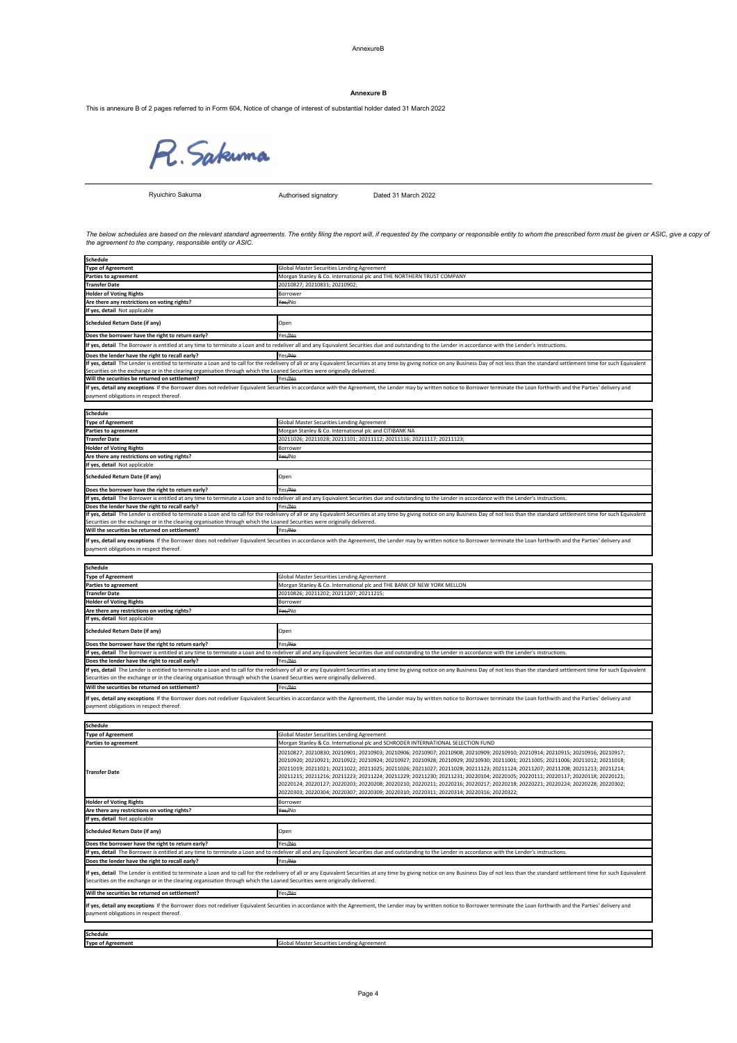AnnexureB

**Annexure B**

This is annexure B of 2 pages referred to in Form 604, Notice of change of interest of substantial holder dated 31 March 2022

R. Sakuma

Ryuichiro Sakuma — Authorised signatory — Dated 31 March 2022

*The below schedules are based on the relevant standard agreements. The entity filing the report will, if requested by the company or responsible entity to whom the prescribed form must be given or ASIC, give a copy of the agreement to the company, responsible entity or ASIC.*

| Schedule | |
|---|---|
| Type of Agreement | Global Master Securities Lending Agreement |
| Parties to agreement | Morgan Stanley & Co. International plc and THE NORTHERN TRUST COMPANY |
| Transfer Date | 20210827; 20210831; 20210902; |
| Holder of Voting Rights | Borrower |
| Are there any restrictions on voting rights? | ~~Yes~~/No |
| If yes, detail Not applicable | |
| Scheduled Return Date (if any) | Open |
| Does the borrower have the right to return early? | Yes/~~No~~ |
| If yes, detail The Borrower is entitled at any time to terminate a Loan and to redeliver all and any Equivalent Securities due and outstanding to the Lender in accordance with the Lender's instructions. | |
| Does the lender have the right to recall early? | Yes/~~No~~ |
| If yes, detail The Lender is entitled to terminate a Loan and to call for the redelivery of all or any Equivalent Securities at any time by giving notice on any Business Day of not less than the standard settlement time for such Equivalent Securities on the exchange or in the clearing organisation through which the Loaned Securities were originally delivered. | |
| Will the securities be returned on settlement? | Yes/~~No~~ |
| If yes, detail any exceptions If the Borrower does not redeliver Equivalent Securities in accordance with the Agreement, the Lender may by written notice to Borrower terminate the Loan forthwith and the Parties' delivery and payment obligations in respect thereof. | |

| Schedule | |
|---|---|
| Type of Agreement | Global Master Securities Lending Agreement |
| Parties to agreement | Morgan Stanley & Co. International plc and CITIBANK NA |
| Transfer Date | 20211026; 20211028; 20211101; 20211112; 20211116; 20211117; 20211123; |
| Holder of Voting Rights | Borrower |
| Are there any restrictions on voting rights? | ~~Yes~~/No |
| If yes, detail Not applicable | |
| Scheduled Return Date (if any) | Open |
| Does the borrower have the right to return early? | Yes/~~No~~ |
| If yes, detail The Borrower is entitled at any time to terminate a Loan and to redeliver all and any Equivalent Securities due and outstanding to the Lender in accordance with the Lender's instructions. | |
| Does the lender have the right to recall early? | Yes/~~No~~ |
| If yes, detail The Lender is entitled to terminate a Loan and to call for the redelivery of all or any Equivalent Securities at any time by giving notice on any Business Day of not less than the standard settlement time for such Equivalent Securities on the exchange or in the clearing organisation through which the Loaned Securities were originally delivered. | |
| Will the securities be returned on settlement? | Yes/~~No~~ |
| If yes, detail any exceptions If the Borrower does not redeliver Equivalent Securities in accordance with the Agreement, the Lender may by written notice to Borrower terminate the Loan forthwith and the Parties' delivery and payment obligations in respect thereof. | |

| Schedule | |
|---|---|
| Type of Agreement | Global Master Securities Lending Agreement |
| Parties to agreement | Morgan Stanley & Co. International plc and THE BANK OF NEW YORK MELLON |
| Transfer Date | 20210826; 20211202; 20211207; 20211215; |
| Holder of Voting Rights | Borrower |
| Are there any restrictions on voting rights? | ~~Yes~~/No |
| If yes, detail Not applicable | |
| Scheduled Return Date (if any) | Open |
| Does the borrower have the right to return early? | Yes/~~No~~ |
| If yes, detail The Borrower is entitled at any time to terminate a Loan and to redeliver all and any Equivalent Securities due and outstanding to the Lender in accordance with the Lender's instructions. | |
| Does the lender have the right to recall early? | Yes/~~No~~ |
| If yes, detail The Lender is entitled to terminate a Loan and to call for the redelivery of all or any Equivalent Securities at any time by giving notice on any Business Day of not less than the standard settlement time for such Equivalent Securities on the exchange or in the clearing organisation through which the Loaned Securities were originally delivered. | |
| Will the securities be returned on settlement? | Yes/~~No~~ |
| If yes, detail any exceptions If the Borrower does not redeliver Equivalent Securities in accordance with the Agreement, the Lender may by written notice to Borrower terminate the Loan forthwith and the Parties' delivery and payment obligations in respect thereof. | |

| Schedule | |
|---|---|
| Type of Agreement | Global Master Securities Lending Agreement |
| Parties to agreement | Morgan Stanley & Co. International plc and SCHRODER INTERNATIONAL SELECTION FUND |
| Transfer Date | 20210827; 20210830; 20210901; 20210903; 20210906; 20210907; 20210908; 20210909; 20210910; 20210914; 20210915; 20210916; 20210917; 20210920; 20210921; 20210922; 20210924; 20210927; 20210928; 20210929; 20210930; 20211001; 20211005; 20211006; 20211012; 20211018; 20211019; 20211021; 20211022; 20211025; 20211026; 20211027; 20211028; 20211123; 20211124; 20211207; 20211208; 20211213; 20211214; 20211215; 20211216; 20211223; 20211224; 20211229; 20211230; 20211231; 20220104; 20220105; 20220111; 20220117; 20220118; 20220121; 20220124; 20220127; 20220203; 20220208; 20220210; 20220211; 20220216; 20220217; 20220218; 20220221; 20220224; 20220228; 20220302; 20220303; 20220304; 20220307; 20220309; 20220310; 20220311; 20220314; 20220316; 20220322; |
| Holder of Voting Rights | Borrower |
| Are there any restrictions on voting rights? | ~~Yes~~/No |
| If yes, detail Not applicable | |
| Scheduled Return Date (if any) | Open |
| Does the borrower have the right to return early? | Yes/~~No~~ |
| If yes, detail The Borrower is entitled at any time to terminate a Loan and to redeliver all and any Equivalent Securities due and outstanding to the Lender in accordance with the Lender's instructions. | |
| Does the lender have the right to recall early? | Yes/~~No~~ |
| If yes, detail The Lender is entitled to terminate a Loan and to call for the redelivery of all or any Equivalent Securities at any time by giving notice on any Business Day of not less than the standard settlement time for such Equivalent Securities on the exchange or in the clearing organisation through which the Loaned Securities were originally delivered. | |
| Will the securities be returned on settlement? | Yes/~~No~~ |
| If yes, detail any exceptions If the Borrower does not redeliver Equivalent Securities in accordance with the Agreement, the Lender may by written notice to Borrower terminate the Loan forthwith and the Parties' delivery and payment obligations in respect thereof. | |

| Schedule | |
|---|---|
| Type of Agreement | Global Master Securities Lending Agreement |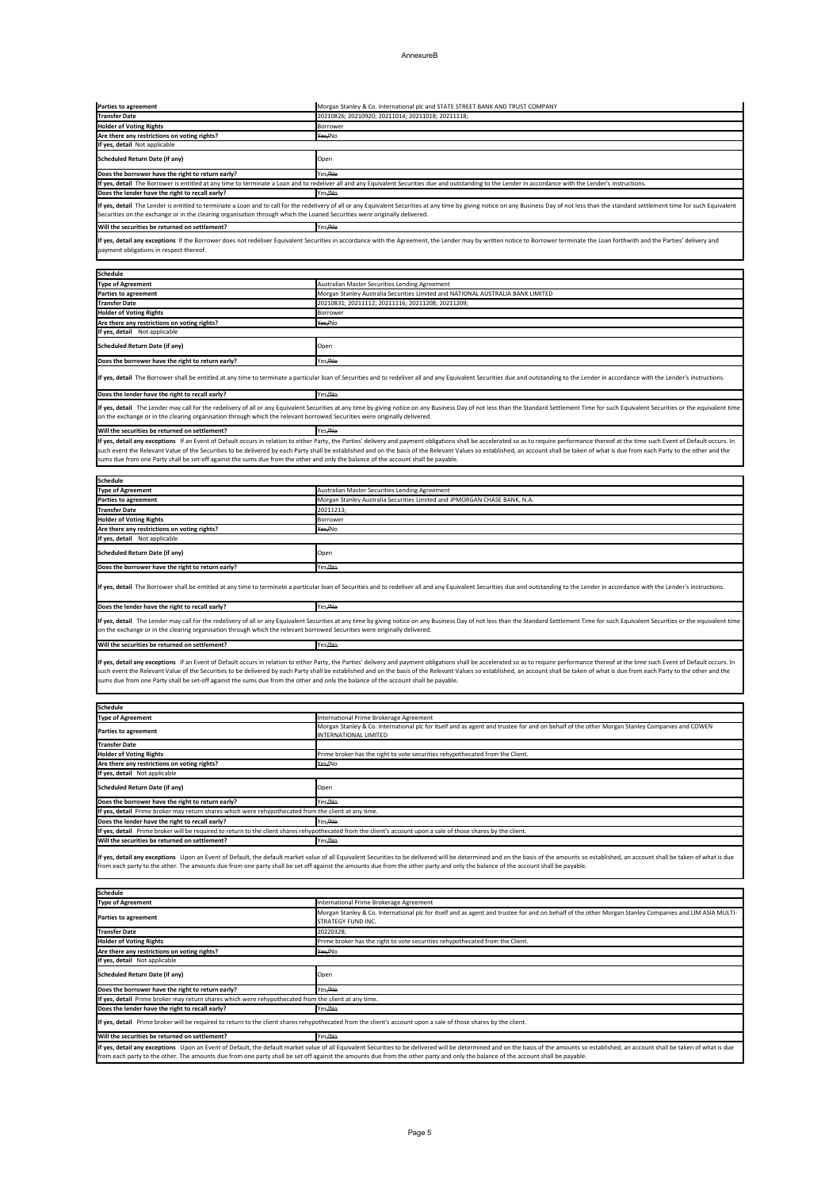| | |
|---|---|
| **Parties to agreement** | Morgan Stanley & Co. International plc and STATE STREET BANK AND TRUST COMPANY |
| **Transfer Date** | 20210826; 20210920; 20211014; 20211018; 20211118; |
| **Holder of Voting Rights** | Borrower |
| **Are there any restrictions on voting rights?** | ~~Yes~~/No |
| **If yes, detail** Not applicable | |
| **Scheduled Return Date (if any)** | Open |
| **Does the borrower have the right to return early?** | Yes/~~No~~ |
| **If yes, detail** The Borrower is entitled at any time to terminate a Loan and to redeliver all and any Equivalent Securities due and outstanding to the Lender in accordance with the Lender's instructions. | |
| **Does the lender have the right to recall early?** | Yes/~~No~~ |
| **If yes, detail** The Lender is entitled to terminate a Loan and to call for the redelivery of all or any Equivalent Securities at any time by giving notice on any Business Day of not less than the standard settlement time for such Equivalent Securities on the exchange or in the clearing organisation through which the Loaned Securities were originally delivered. | |
| **Will the securities be returned on settlement?** | Yes/~~No~~ |
| **If yes, detail any exceptions** If the Borrower does not redeliver Equivalent Securities in accordance with the Agreement, the Lender may by written notice to Borrower terminate the Loan forthwith and the Parties' delivery and payment obligations in respect thereof. | |

| | |
|---|---|
| **Schedule** | |
| **Type of Agreement** | Australian Master Securities Lending Agreement |
| **Parties to agreement** | Morgan Stanley Australia Securities Limited and NATIONAL AUSTRALIA BANK LIMITED |
| **Transfer Date** | 20210831; 20211112; 20211116; 20211208; 20211209; |
| **Holder of Voting Rights** | Borrower |
| **Are there any restrictions on voting rights?** | ~~Yes~~/No |
| **If yes, detail** Not applicable | |
| **Scheduled Return Date (if any)** | Open |
| **Does the borrower have the right to return early?** | Yes/~~No~~ |
| **If yes, detail** The Borrower shall be entitled at any time to terminate a particular loan of Securities and to redeliver all and any Equivalent Securities due and outstanding to the Lender in accordance with the Lender's instructions. | |
| **Does the lender have the right to recall early?** | Yes/~~No~~ |
| **If yes, detail** The Lender may call for the redelivery of all or any Equivalent Securities at any time by giving notice on any Business Day of not less than the Standard Settlement Time for such Equivalent Securities or the equivalent time on the exchange or in the clearing organisation through which the relevant borrowed Securities were originally delivered. | |
| **Will the securities be returned on settlement?** | Yes/~~No~~ |
| **If yes, detail any exceptions** If an Event of Default occurs in relation to either Party, the Parties' delivery and payment obligations shall be accelerated so as to require performance thereof at the time such Event of Default occurs. In such event the Relevant Value of the Securities to be delivered by each Party shall be established and on the basis of the Relevant Values so established, an account shall be taken of what is due from each Party to the other and the sums due from one Party shall be set-off against the sums due from the other and only the balance of the account shall be payable. | |

| | |
|---|---|
| **Schedule** | |
| **Type of Agreement** | Australian Master Securities Lending Agreement |
| **Parties to agreement** | Morgan Stanley Australia Securities Limited and JPMORGAN CHASE BANK, N.A. |
| **Transfer Date** | 20211213; |
| **Holder of Voting Rights** | Borrower |
| **Are there any restrictions on voting rights?** | ~~Yes~~/No |
| **If yes, detail** Not applicable | |
| **Scheduled Return Date (if any)** | Open |
| **Does the borrower have the right to return early?** | Yes/~~No~~ |
| **If yes, detail** The Borrower shall be entitled at any time to terminate a particular loan of Securities and to redeliver all and any Equivalent Securities due and outstanding to the Lender in accordance with the Lender's instructions. | |
| **Does the lender have the right to recall early?** | Yes/~~No~~ |
| **If yes, detail** The Lender may call for the redelivery of all or any Equivalent Securities at any time by giving notice on any Business Day of not less than the Standard Settlement Time for such Equivalent Securities or the equivalent time on the exchange or in the clearing organisation through which the relevant borrowed Securities were originally delivered. | |
| **Will the securities be returned on settlement?** | Yes/~~No~~ |
| **If yes, detail any exceptions** If an Event of Default occurs in relation to either Party, the Parties' delivery and payment obligations shall be accelerated so as to require performance thereof at the time such Event of Default occurs. In such event the Relevant Value of the Securities to be delivered by each Party shall be established and on the basis of the Relevant Values so established, an account shall be taken of what is due from each Party to the other and the sums due from one Party shall be set-off against the sums due from the other and only the balance of the account shall be payable. | |

| | |
|---|---|
| **Schedule** | |
| **Type of Agreement** | International Prime Brokerage Agreement |
| **Parties to agreement** | Morgan Stanley & Co. International plc for itself and as agent and trustee for and on behalf of the other Morgan Stanley Companies and COWEN INTERNATIONAL LIMITED |
| **Transfer Date** | |
| **Holder of Voting Rights** | Prime broker has the right to vote securities rehypothecated from the Client. |
| **Are there any restrictions on voting rights?** | ~~Yes~~/No |
| **If yes, detail** Not applicable | |
| **Scheduled Return Date (if any)** | Open |
| **Does the borrower have the right to return early?** | Yes/~~No~~ |
| **If yes, detail** Prime broker may return shares which were rehypothecated from the client at any time. | |
| **Does the lender have the right to recall early?** | Yes/~~No~~ |
| **If yes, detail** Prime broker will be required to return to the client shares rehypothecated from the client's account upon a sale of those shares by the client. | |
| **Will the securities be returned on settlement?** | Yes/~~No~~ |
| **If yes, detail any exceptions** Upon an Event of Default, the default market value of all Equivalent Securities to be delivered will be determined and on the basis of the amounts so established, an account shall be taken of what is due from each party to the other. The amounts due from one party shall be set off against the amounts due from the other party and only the balance of the account shall be payable. | |

| | |
|---|---|
| **Schedule** | |
| **Type of Agreement** | International Prime Brokerage Agreement |
| **Parties to agreement** | Morgan Stanley & Co. International plc for itself and as agent and trustee for and on behalf of the other Morgan Stanley Companies and LIM ASIA MULTI-STRATEGY FUND INC. |
| **Transfer Date** | 20220328; |
| **Holder of Voting Rights** | Prime broker has the right to vote securities rehypothecated from the Client. |
| **Are there any restrictions on voting rights?** | ~~Yes~~/No |
| **If yes, detail** Not applicable | |
| **Scheduled Return Date (if any)** | Open |
| **Does the borrower have the right to return early?** | Yes/~~No~~ |
| **If yes, detail** Prime broker may return shares which were rehypothecated from the client at any time. | |
| **Does the lender have the right to recall early?** | Yes/~~No~~ |
| **If yes, detail** Prime broker will be required to return to the client shares rehypothecated from the client's account upon a sale of those shares by the client. | |
| **Will the securities be returned on settlement?** | Yes/~~No~~ |
| **If yes, detail any exceptions** Upon an Event of Default, the default market value of all Equivalent Securities to be delivered will be determined and on the basis of the amounts so established, an account shall be taken of what is due from each party to the other. The amounts due from one party shall be set off against the amounts due from the other party and only the balance of the account shall be payable. | |